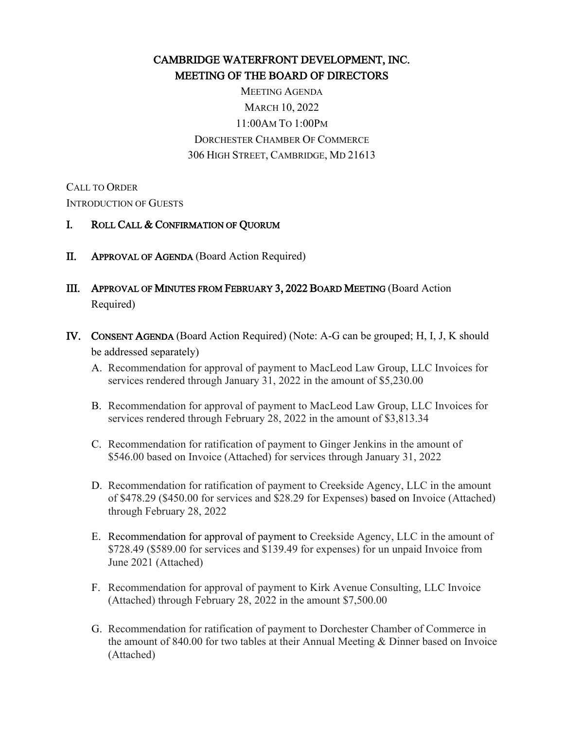# CAMBRIDGE WATERFRONT DEVELOPMENT, INC.
## MEETING OF THE BOARD OF DIRECTORS

MEETING AGENDA
MARCH 10, 2022
11:00AM TO 1:00PM
DORCHESTER CHAMBER OF COMMERCE
306 HIGH STREET, CAMBRIDGE, MD 21613

CALL TO ORDER
INTRODUCTION OF GUESTS

I. **ROLL CALL & CONFIRMATION OF QUORUM**

II. **APPROVAL OF AGENDA** (Board Action Required)

III. **APPROVAL OF MINUTES FROM FEBRUARY 3, 2022 BOARD MEETING** (Board Action Required)

IV. **CONSENT AGENDA** (Board Action Required) (Note: A-G can be grouped; H, I, J, K should be addressed separately)

A. Recommendation for approval of payment to MacLeod Law Group, LLC Invoices for services rendered through January 31, 2022 in the amount of $5,230.00

B. Recommendation for approval of payment to MacLeod Law Group, LLC Invoices for services rendered through February 28, 2022 in the amount of $3,813.34

C. Recommendation for ratification of payment to Ginger Jenkins in the amount of $546.00 based on Invoice (Attached) for services through January 31, 2022

D. Recommendation for ratification of payment to Creekside Agency, LLC in the amount of $478.29 ($450.00 for services and $28.29 for Expenses) based on Invoice (Attached) through February 28, 2022

E. Recommendation for approval of payment to Creekside Agency, LLC in the amount of $728.49 ($589.00 for services and $139.49 for expenses) for un unpaid Invoice from June 2021 (Attached)

F. Recommendation for approval of payment to Kirk Avenue Consulting, LLC Invoice (Attached) through February 28, 2022 in the amount $7,500.00

G. Recommendation for ratification of payment to Dorchester Chamber of Commerce in the amount of 840.00 for two tables at their Annual Meeting & Dinner based on Invoice (Attached)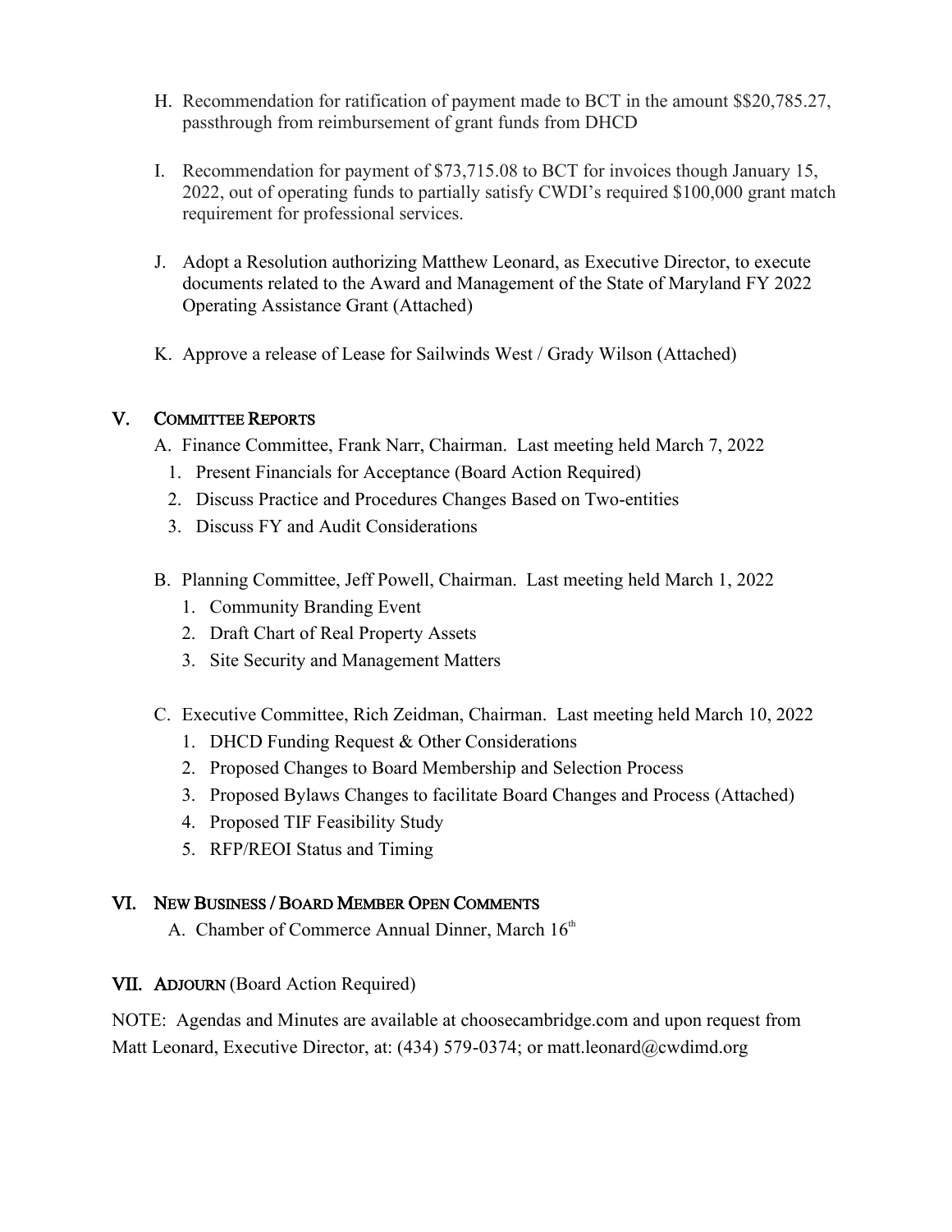H. Recommendation for ratification of payment made to BCT in the amount $$20,785.27, passthrough from reimbursement of grant funds from DHCD

I. Recommendation for payment of $73,715.08 to BCT for invoices though January 15, 2022, out of operating funds to partially satisfy CWDI's required $100,000 grant match requirement for professional services.

J. Adopt a Resolution authorizing Matthew Leonard, as Executive Director, to execute documents related to the Award and Management of the State of Maryland FY 2022 Operating Assistance Grant (Attached)

K. Approve a release of Lease for Sailwinds West / Grady Wilson (Attached)

## V. Committee Reports

A. Finance Committee, Frank Narr, Chairman. Last meeting held March 7, 2022
   1. Present Financials for Acceptance (Board Action Required)
   2. Discuss Practice and Procedures Changes Based on Two-entities
   3. Discuss FY and Audit Considerations

B. Planning Committee, Jeff Powell, Chairman. Last meeting held March 1, 2022
   1. Community Branding Event
   2. Draft Chart of Real Property Assets
   3. Site Security and Management Matters

C. Executive Committee, Rich Zeidman, Chairman. Last meeting held March 10, 2022
   1. DHCD Funding Request & Other Considerations
   2. Proposed Changes to Board Membership and Selection Process
   3. Proposed Bylaws Changes to facilitate Board Changes and Process (Attached)
   4. Proposed TIF Feasibility Study
   5. RFP/REOI Status and Timing

## VI. New Business / Board Member Open Comments

A. Chamber of Commerce Annual Dinner, March 16th

## VII. Adjourn (Board Action Required)

NOTE: Agendas and Minutes are available at choosecambridge.com and upon request from Matt Leonard, Executive Director, at: (434) 579-0374; or matt.leonard@cwdimd.org